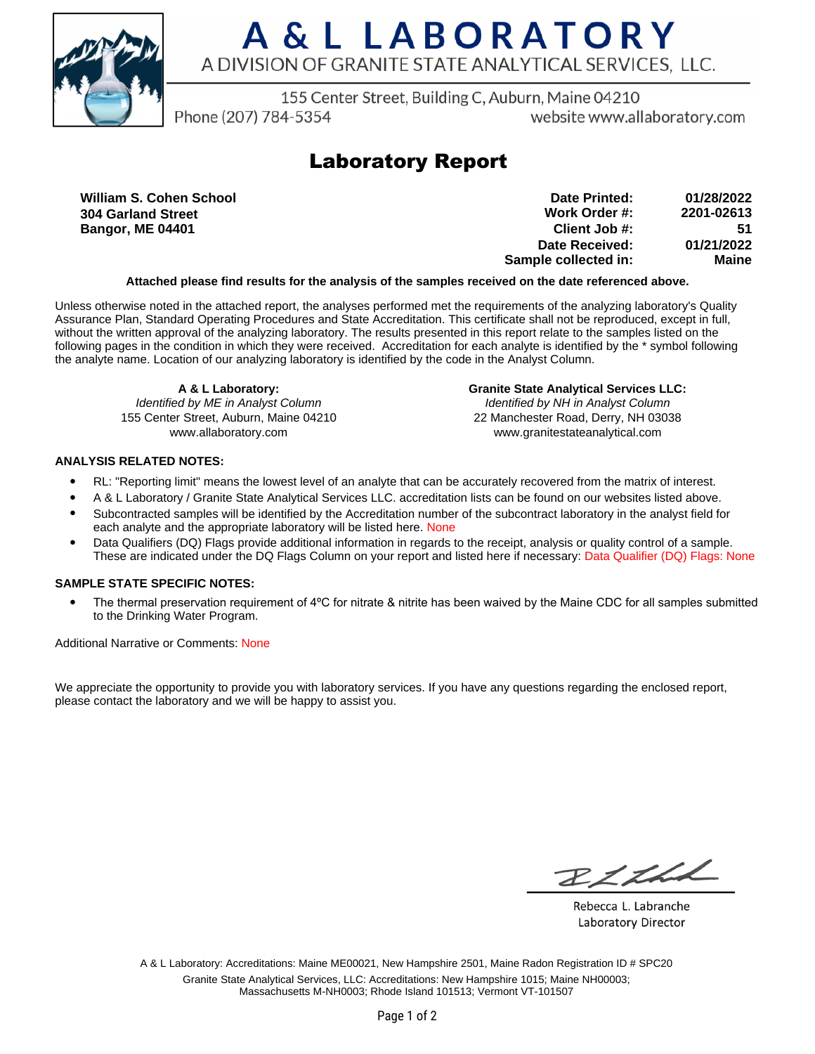# A & L LABORATORY

A DIVISION OF GRANITE STATE ANALYTICAL SERVICES, LLC.

155 Center Street, Building C, Auburn, Maine 04210

Phone (207) 784-5354 website www.allaboratory.com

## Laboratory Report

**William S. Cohen School**
**304 Garland Street**
**Bangor, ME 04401**

| | |
|---|---|
| **Date Printed:** | **01/28/2022** |
| **Work Order #:** | **2201-02613** |
| **Client Job #:** | **51** |
| **Date Received:** | **01/21/2022** |
| **Sample collected in:** | **Maine** |

**Attached please find results for the analysis of the samples received on the date referenced above.**

Unless otherwise noted in the attached report, the analyses performed met the requirements of the analyzing laboratory's Quality Assurance Plan, Standard Operating Procedures and State Accreditation. This certificate shall not be reproduced, except in full, without the written approval of the analyzing laboratory. The results presented in this report relate to the samples listed on the following pages in the condition in which they were received. Accreditation for each analyte is identified by the * symbol following the analyte name. Location of our analyzing laboratory is identified by the code in the Analyst Column.

**A & L Laboratory:**
*Identified by ME in Analyst Column*
155 Center Street, Auburn, Maine 04210
www.allaboratory.com

**Granite State Analytical Services LLC:**
*Identified by NH in Analyst Column*
22 Manchester Road, Derry, NH 03038
www.granitestateanalytical.com

### ANALYSIS RELATED NOTES:

- RL: "Reporting limit" means the lowest level of an analyte that can be accurately recovered from the matrix of interest.
- A & L Laboratory / Granite State Analytical Services LLC. accreditation lists can be found on our websites listed above.
- Subcontracted samples will be identified by the Accreditation number of the subcontract laboratory in the analyst field for each analyte and the appropriate laboratory will be listed here. None
- Data Qualifiers (DQ) Flags provide additional information in regards to the receipt, analysis or quality control of a sample. These are indicated under the DQ Flags Column on your report and listed here if necessary: Data Qualifier (DQ) Flags: None

### SAMPLE STATE SPECIFIC NOTES:

- The thermal preservation requirement of 4ºC for nitrate & nitrite has been waived by the Maine CDC for all samples submitted to the Drinking Water Program.

Additional Narrative or Comments: None

We appreciate the opportunity to provide you with laboratory services. If you have any questions regarding the enclosed report, please contact the laboratory and we will be happy to assist you.

Rebecca L. Labranche
Laboratory Director

A & L Laboratory: Accreditations: Maine ME00021, New Hampshire 2501, Maine Radon Registration ID # SPC20
Granite State Analytical Services, LLC: Accreditations: New Hampshire 1015; Maine NH00003; Massachusetts M-NH0003; Rhode Island 101513; Vermont VT-101507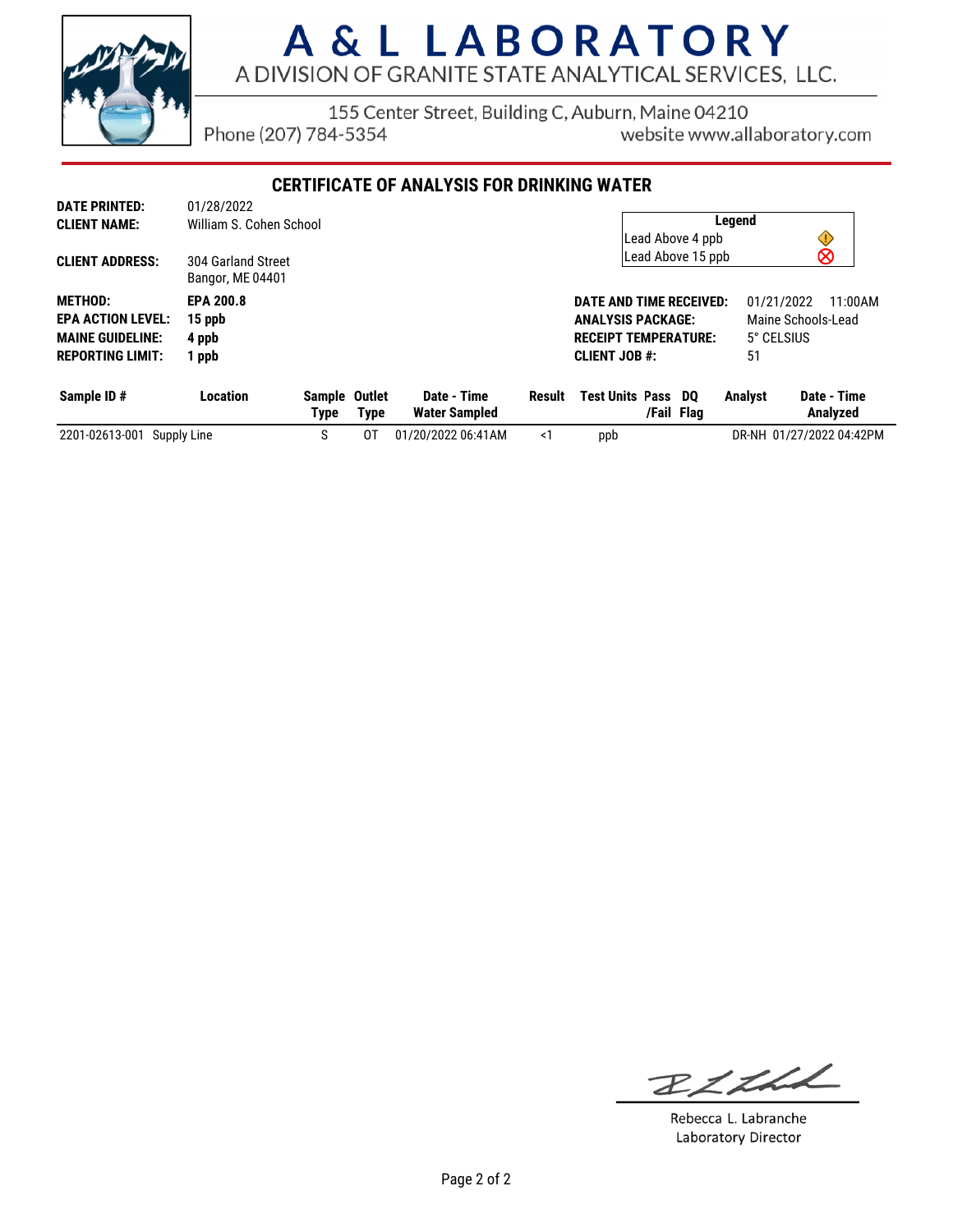# A & L LABORATORY

A DIVISION OF GRANITE STATE ANALYTICAL SERVICES, LLC.

155 Center Street, Building C, Auburn, Maine 04210

Phone (207) 784-5354 website www.allaboratory.com

## CERTIFICATE OF ANALYSIS FOR DRINKING WATER

**DATE PRINTED:** 01/28/2022

**CLIENT NAME:** William S. Cohen School

**CLIENT ADDRESS:** 304 Garland Street Bangor, ME 04401

| Legend | |
|---|---|
| Lead Above 4 ppb | ⚠ |
| Lead Above 15 ppb | ⊗ |

**METHOD:** EPA 200.8

**EPA ACTION LEVEL:** 15 ppb

**MAINE GUIDELINE:** 4 ppb

**REPORTING LIMIT:** 1 ppb

**DATE AND TIME RECEIVED:** 01/21/2022 11:00AM

**ANALYSIS PACKAGE:** Maine Schools-Lead

**RECEIPT TEMPERATURE:** 5° CELSIUS

**CLIENT JOB #:** 51

| Sample ID # | Location | Sample Type | Outlet Type | Date - Time Water Sampled | Result | Test Units | Pass /Fail | DQ Flag | Analyst | Date - Time Analyzed |
|---|---|---|---|---|---|---|---|---|---|---|
| 2201-02613-001 | Supply Line | S | OT | 01/20/2022 06:41AM | <1 | ppb | | | DR-NH | 01/27/2022 04:42PM |

Rebecca L. Labranche
Laboratory Director